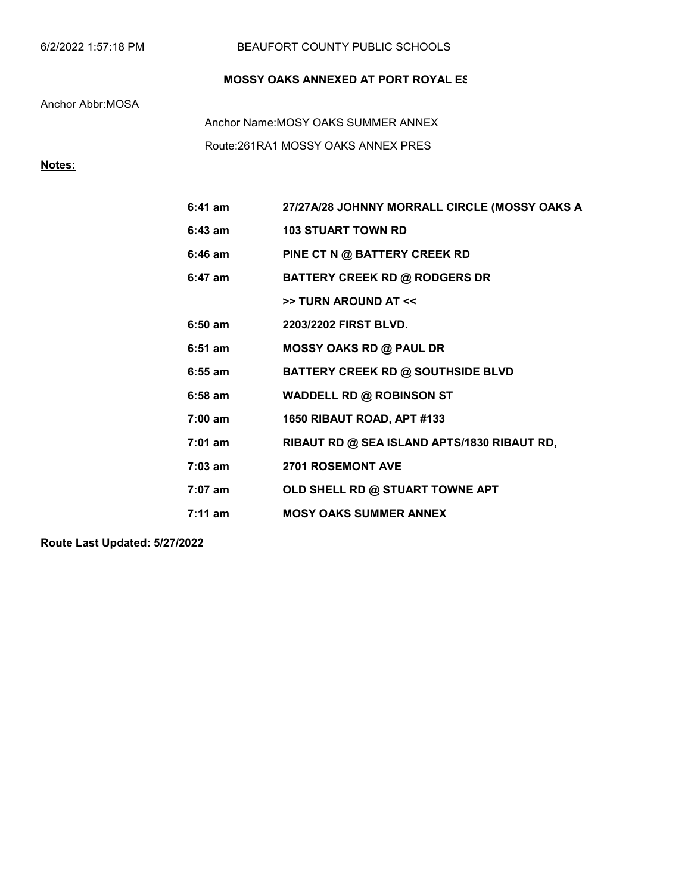6/2/2022 1:57:18 PM BEAUFORT COUNTY PUBLIC SCHOOLS

**MOSSY OAKS ANNEXED AT PORT ROYAL ES**

Anchor Abbr:MOSA

Anchor Name:MOSY OAKS SUMMER ANNEX

Route:261RA1 MOSSY OAKS ANNEX PRES

**Notes:**

| | |
|---|---|
| **6:41 am** | **27/27A/28 JOHNNY MORRALL CIRCLE (MOSSY OAKS A** |
| **6:43 am** | **103 STUART TOWN RD** |
| **6:46 am** | **PINE CT N @ BATTERY CREEK RD** |
| **6:47 am** | **BATTERY CREEK RD @ RODGERS DR** |
| | **>> TURN AROUND AT <<** |
| **6:50 am** | **2203/2202 FIRST BLVD.** |
| **6:51 am** | **MOSSY OAKS RD @ PAUL DR** |
| **6:55 am** | **BATTERY CREEK RD @ SOUTHSIDE BLVD** |
| **6:58 am** | **WADDELL RD @ ROBINSON ST** |
| **7:00 am** | **1650 RIBAUT ROAD, APT #133** |
| **7:01 am** | **RIBAUT RD @ SEA ISLAND APTS/1830 RIBAUT RD,** |
| **7:03 am** | **2701 ROSEMONT AVE** |
| **7:07 am** | **OLD SHELL RD @ STUART TOWNE APT** |
| **7:11 am** | **MOSY OAKS SUMMER ANNEX** |

**Route Last Updated: 5/27/2022**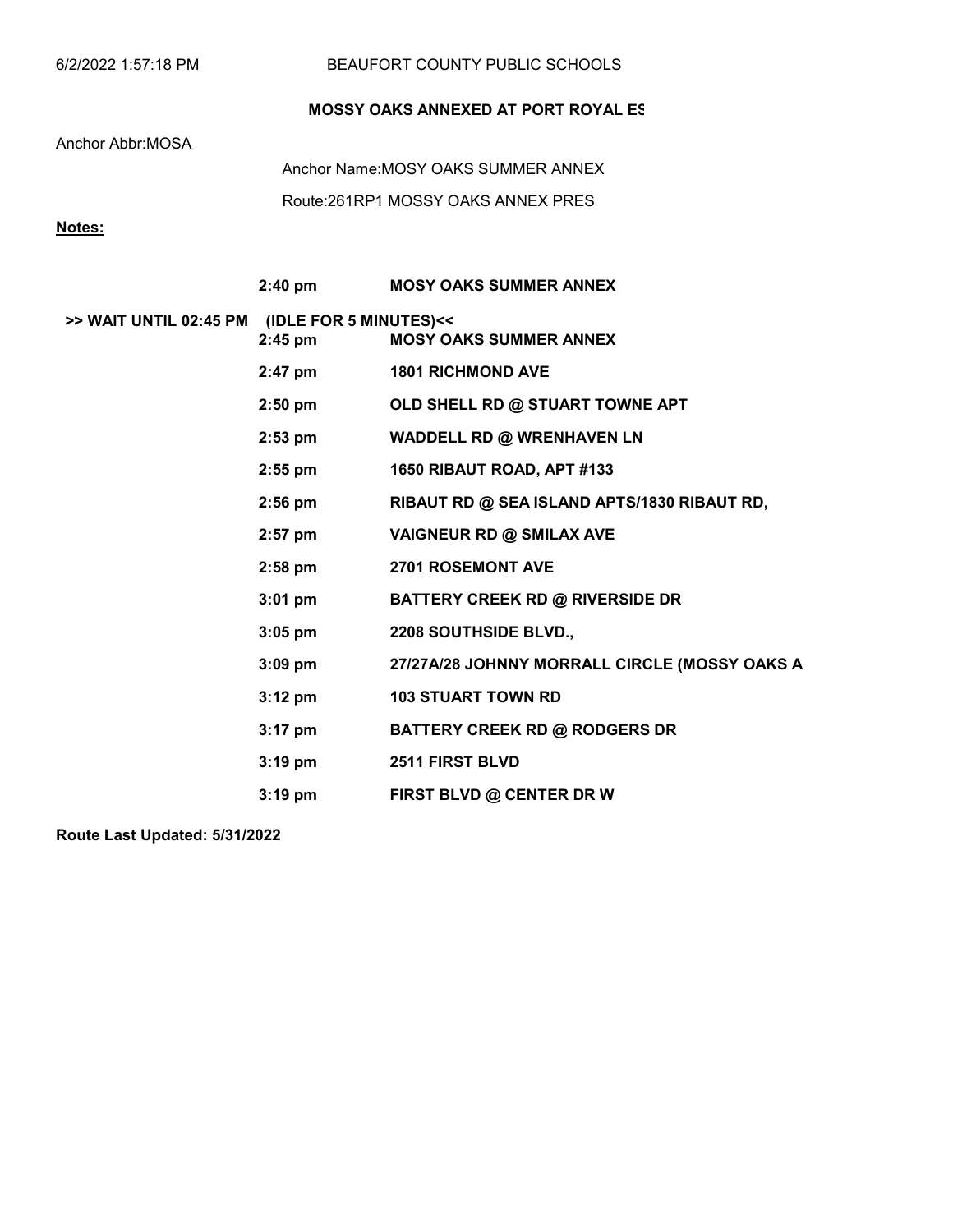6/2/2022 1:57:18 PM BEAUFORT COUNTY PUBLIC SCHOOLS

**MOSSY OAKS ANNEXED AT PORT ROYAL ES**

Anchor Abbr:MOSA

Anchor Name:MOSY OAKS SUMMER ANNEX

Route:261RP1 MOSSY OAKS ANNEX PRES

**Notes:**

| | | |
|---|---|---|
| | **2:40 pm** | **MOSY OAKS SUMMER ANNEX** |
| **>> WAIT UNTIL 02:45 PM (IDLE FOR 5 MINUTES)<<** | | |
| | **2:45 pm** | **MOSY OAKS SUMMER ANNEX** |
| | **2:47 pm** | **1801 RICHMOND AVE** |
| | **2:50 pm** | **OLD SHELL RD @ STUART TOWNE APT** |
| | **2:53 pm** | **WADDELL RD @ WRENHAVEN LN** |
| | **2:55 pm** | **1650 RIBAUT ROAD, APT #133** |
| | **2:56 pm** | **RIBAUT RD @ SEA ISLAND APTS/1830 RIBAUT RD,** |
| | **2:57 pm** | **VAIGNEUR RD @ SMILAX AVE** |
| | **2:58 pm** | **2701 ROSEMONT AVE** |
| | **3:01 pm** | **BATTERY CREEK RD @ RIVERSIDE DR** |
| | **3:05 pm** | **2208 SOUTHSIDE BLVD.,** |
| | **3:09 pm** | **27/27A/28 JOHNNY MORRALL CIRCLE (MOSSY OAKS A** |
| | **3:12 pm** | **103 STUART TOWN RD** |
| | **3:17 pm** | **BATTERY CREEK RD @ RODGERS DR** |
| | **3:19 pm** | **2511 FIRST BLVD** |
| | **3:19 pm** | **FIRST BLVD @ CENTER DR W** |

**Route Last Updated: 5/31/2022**